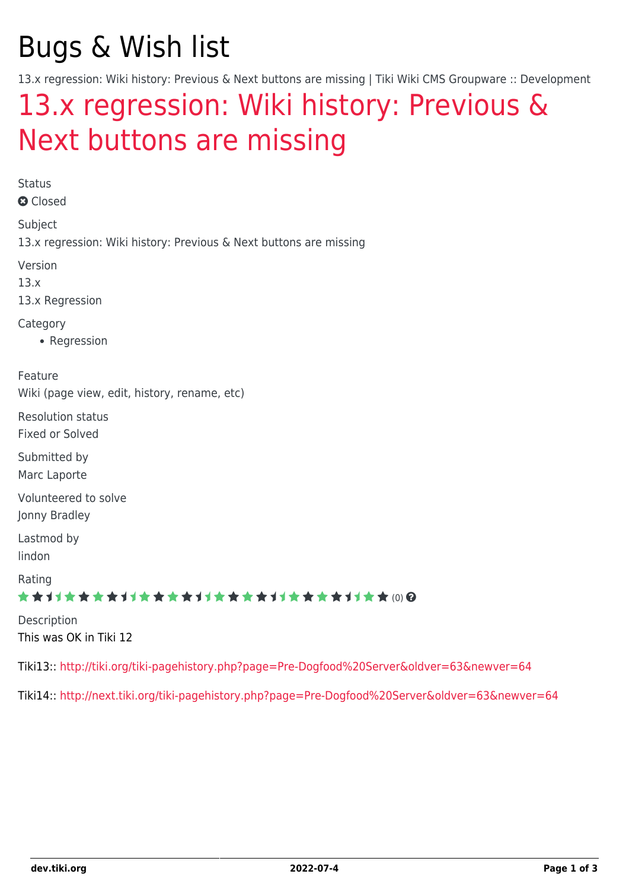# Bugs & Wish list

13.x regression: Wiki history: Previous & Next buttons are missing | Tiki Wiki CMS Groupware :: Development

## 13.x regression: Wiki history: Previous & Next buttons are missing

Status

Closed

Subject

13.x regression: Wiki history: Previous & Next buttons are missing

Version

13.x

13.x Regression

Category

- Regression

Feature

Wiki (page view, edit, history, rename, etc)

Resolution status

Fixed or Solved

Submitted by

Marc Laporte

Volunteered to solve

Jonny Bradley

Lastmod by

lindon

Rating

(0)

Description

This was OK in Tiki 12

Tiki13:: http://tiki.org/tiki-pagehistory.php?page=Pre-Dogfood%20Server&oldver=63&newver=64

Tiki14:: http://next.tiki.org/tiki-pagehistory.php?page=Pre-Dogfood%20Server&oldver=63&newver=64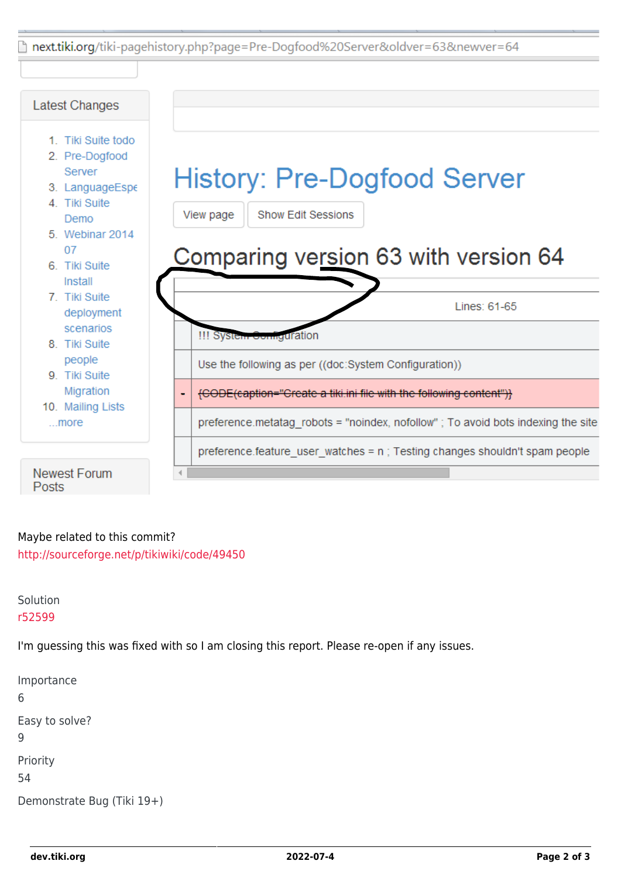next.tiki.org/tiki-pagehistory.php?page=Pre-Dogfood%20Server&oldver=63&newver=64

Latest Changes

1. Tiki Suite todo
2. Pre-Dogfood Server
3. LanguageEspe
4. Tiki Suite Demo
5. Webinar 2014 07
6. Tiki Suite Install
7. Tiki Suite deployment scenarios
8. Tiki Suite people
9. Tiki Suite Migration
10. Mailing Lists

...more

Newest Forum Posts

# History: Pre-Dogfood Server

View page | Show Edit Sessions

## Comparing version 63 with version 64

| | Lines: 61-65 |
|---|---|
| | !!! System Configuration |
| | Use the following as per ((doc:System Configuration)) |
| - | ~~{CODE(caption="Create a tiki.ini file with the following content")}~~ |
| | preference.metatag_robots = "noindex, nofollow" ; To avoid bots indexing the site |
| | preference.feature_user_watches = n ; Testing changes shouldn't spam people |

Maybe related to this commit?
http://sourceforge.net/p/tikiwiki/code/49450

Solution
r52599

I'm guessing this was fixed with so I am closing this report. Please re-open if any issues.

Importance
6

Easy to solve?
9

Priority
54

Demonstrate Bug (Tiki 19+)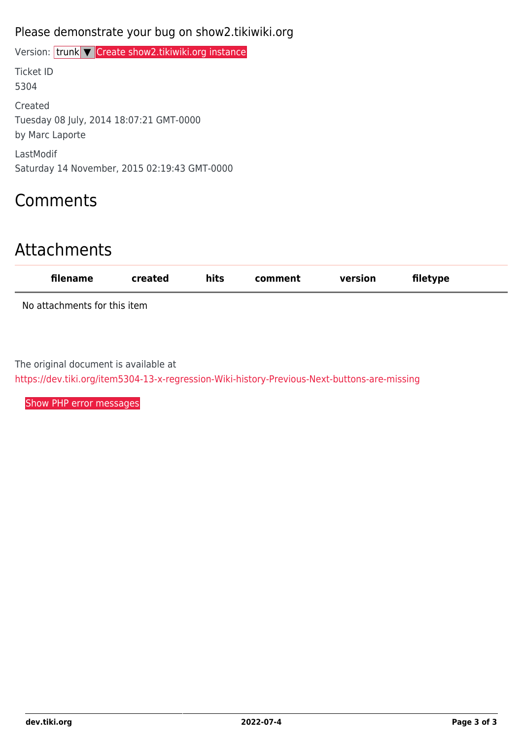Please demonstrate your bug on show2.tikiwiki.org

Version: trunk ▼ Create show2.tikiwiki.org instance

Ticket ID
5304

Created
Tuesday 08 July, 2014 18:07:21 GMT-0000
by Marc Laporte

LastModif
Saturday 14 November, 2015 02:19:43 GMT-0000

## Comments

## Attachments

| filename | created | hits | comment | version | filetype |
| --- | --- | --- | --- | --- | --- |
| No attachments for this item | | | | | |

The original document is available at
https://dev.tiki.org/item5304-13-x-regression-Wiki-history-Previous-Next-buttons-are-missing

Show PHP error messages